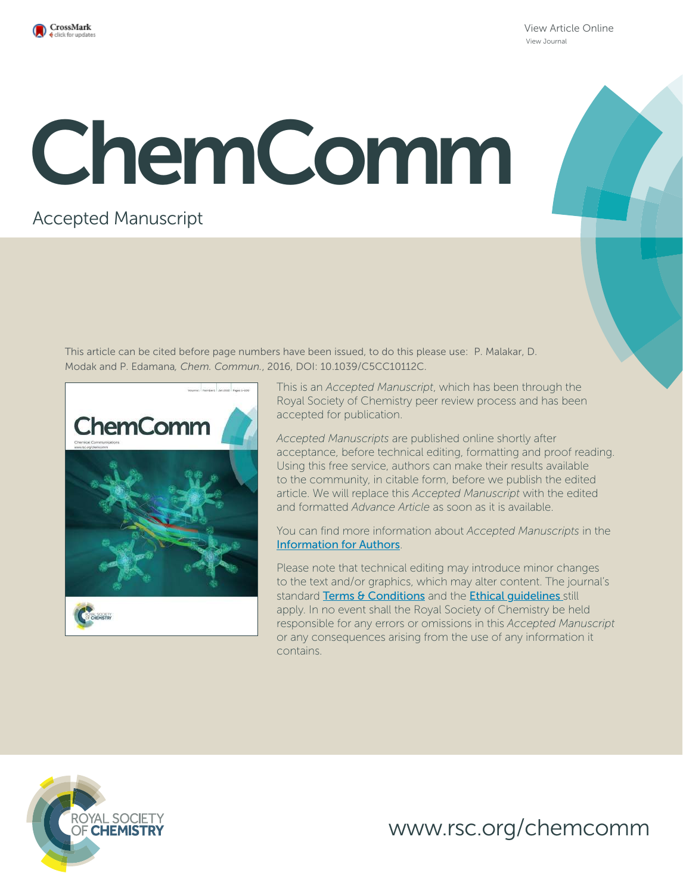View Article Online
View Journal

# ChemComm

Accepted Manuscript

This article can be cited before page numbers have been issued, to do this please use: P. Malakar, D. Modak and P. Edamana, *Chem. Commun.*, 2016, DOI: 10.1039/C5CC10112C.

This is an *Accepted Manuscript*, which has been through the Royal Society of Chemistry peer review process and has been accepted for publication.

*Accepted Manuscripts* are published online shortly after acceptance, before technical editing, formatting and proof reading. Using this free service, authors can make their results available to the community, in citable form, before we publish the edited article. We will replace this *Accepted Manuscript* with the edited and formatted *Advance Article* as soon as it is available.

You can find more information about *Accepted Manuscripts* in the Information for Authors.

Please note that technical editing may introduce minor changes to the text and/or graphics, which may alter content. The journal's standard Terms & Conditions and the Ethical guidelines still apply. In no event shall the Royal Society of Chemistry be held responsible for any errors or omissions in this *Accepted Manuscript* or any consequences arising from the use of any information it contains.

ROYAL SOCIETY OF CHEMISTRY

www.rsc.org/chemcomm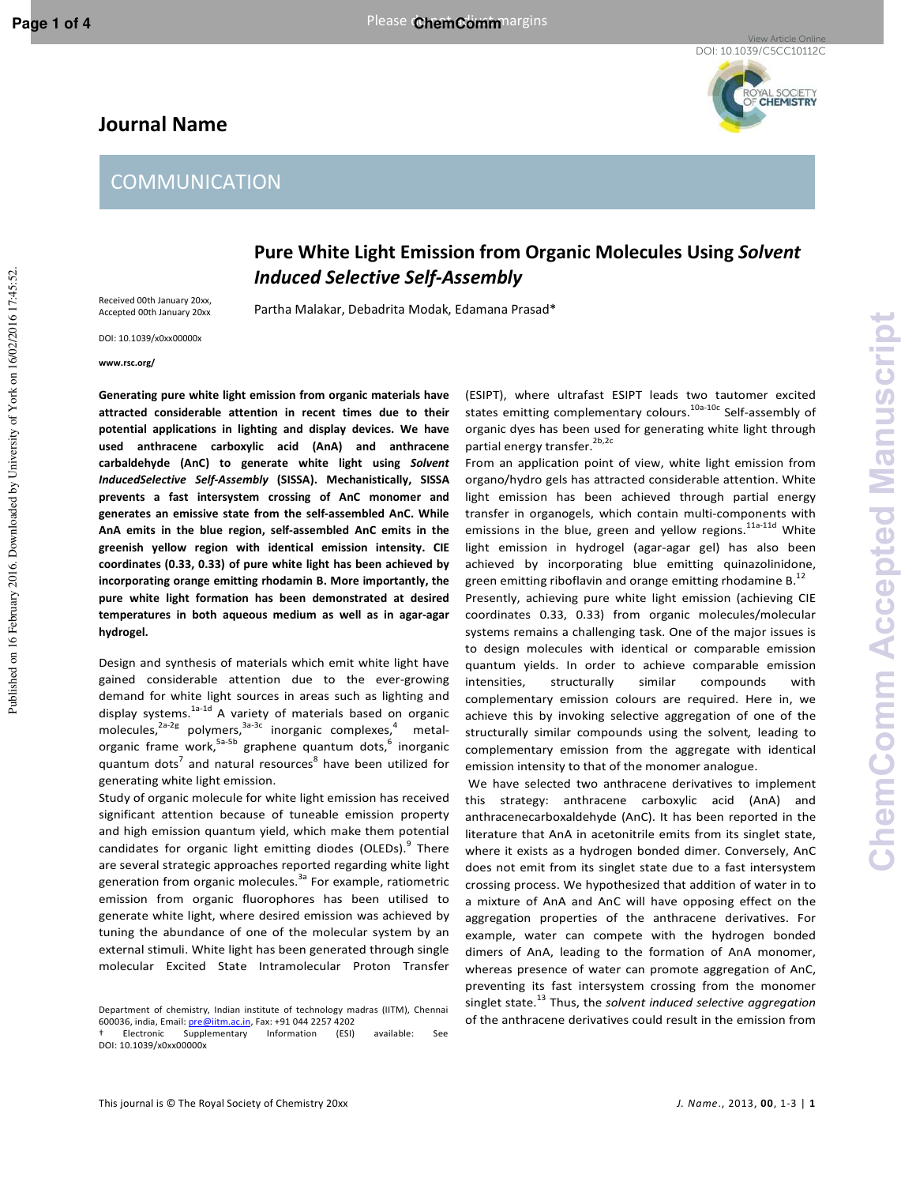# Pure White Light Emission from Organic Molecules Using *Solvent Induced Selective Self-Assembly*

Partha Malakar, Debadrita Modak, Edamana Prasad*

Received 00th January 20xx, Accepted 00th January 20xx

DOI: 10.1039/x0xx00000x

www.rsc.org/

**Generating pure white light emission from organic materials have attracted considerable attention in recent times due to their potential applications in lighting and display devices. We have used anthracene carboxylic acid (AnA) and anthracene carbaldehyde (AnC) to generate white light using *Solvent InducedSelective Self-Assembly* (SISSA). Mechanistically, SISSA prevents a fast intersystem crossing of AnC monomer and generates an emissive state from the self-assembled AnC. While AnA emits in the blue region, self-assembled AnC emits in the greenish yellow region with identical emission intensity. CIE coordinates (0.33, 0.33) of pure white light has been achieved by incorporating orange emitting rhodamin B. More importantly, the pure white light formation has been demonstrated at desired temperatures in both aqueous medium as well as in agar-agar hydrogel.**

Design and synthesis of materials which emit white light have gained considerable attention due to the ever-growing demand for white light sources in areas such as lighting and display systems.[1a-1d] A variety of materials based on organic molecules,[2a-2g] polymers,[3a-3c] inorganic complexes,[4] metal-organic frame work,[5a-5b] graphene quantum dots,[6] inorganic quantum dots[7] and natural resources[8] have been utilized for generating white light emission.

Study of organic molecule for white light emission has received significant attention because of tuneable emission property and high emission quantum yield, which make them potential candidates for organic light emitting diodes (OLEDs).[9] There are several strategic approaches reported regarding white light generation from organic molecules.[3a] For example, ratiometric emission from organic fluorophores has been utilised to generate white light, where desired emission was achieved by tuning the abundance of one of the molecular system by an external stimuli. White light has been generated through single molecular Excited State Intramolecular Proton Transfer (ESIPT), where ultrafast ESIPT leads two tautomer excited states emitting complementary colours.[10a-10c] Self-assembly of organic dyes has been used for generating white light through partial energy transfer.[2b,2c]

From an application point of view, white light emission from organo/hydro gels has attracted considerable attention. White light emission has been achieved through partial energy transfer in organogels, which contain multi-components with emissions in the blue, green and yellow regions.[11a-11d] White light emission in hydrogel (agar-agar gel) has also been achieved by incorporating blue emitting quinazolinidone, green emitting riboflavin and orange emitting rhodamine B.[12]

Presently, achieving pure white light emission (achieving CIE coordinates 0.33, 0.33) from organic molecules/molecular systems remains a challenging task. One of the major issues is to design molecules with identical or comparable emission quantum yields. In order to achieve comparable emission intensities, structurally similar compounds with complementary emission colours are required. Here in, we achieve this by invoking selective aggregation of one of the structurally similar compounds using the solvent, leading to complementary emission from the aggregate with identical emission intensity to that of the monomer analogue.

We have selected two anthracene derivatives to implement this strategy: anthracene carboxylic acid (AnA) and anthracenecarboxaldehyde (AnC). It has been reported in the literature that AnA in acetonitrile emits from its singlet state, where it exists as a hydrogen bonded dimer. Conversely, AnC does not emit from its singlet state due to a fast intersystem crossing process. We hypothesized that addition of water in to a mixture of AnA and AnC will have opposing effect on the aggregation properties of the anthracene derivatives. For example, water can compete with the hydrogen bonded dimers of AnA, leading to the formation of AnA monomer, whereas presence of water can promote aggregation of AnC, preventing its fast intersystem crossing from the monomer singlet state.[13] Thus, the *solvent induced selective aggregation* of the anthracene derivatives could result in the emission from

Department of chemistry, Indian institute of technology madras (IITM), Chennai 600036, india, Email: pre@iitm.ac.in, Fax: +91 044 2257 4202

† Electronic Supplementary Information (ESI) available: See DOI: 10.1039/x0xx00000x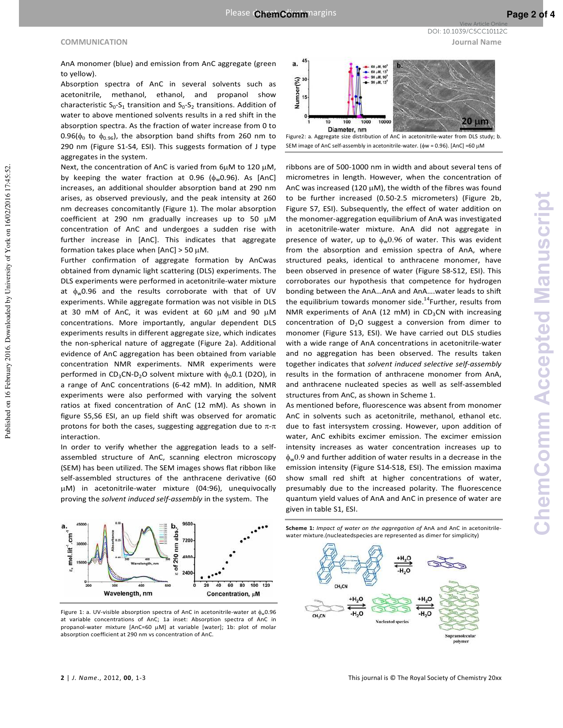AnA monomer (blue) and emission from AnC aggregate (green to yellow).

Absorption spectra of AnC in several solvents such as acetonitrile, methanol, ethanol, and propanol show characteristic $S_0$-$S_1$ transition and $S_0$-$S_2$ transitions. Addition of water to above mentioned solvents results in a red shift in the absorption spectra. As the fraction of water increase from 0 to 0.96($\phi_0$ to $\phi_{0.96}$), the absorption band shifts from 260 nm to 290 nm (Figure S1-S4, ESI). This suggests formation of J type aggregates in the system.

Next, the concentration of AnC is varied from 6μM to 120 μM, by keeping the water fraction at 0.96 ($\phi_w$0.96). As [AnC] increases, an additional shoulder absorption band at 290 nm arises, as observed previously, and the peak intensity at 260 nm decreases concomitantly (Figure 1). The molar absorption coefficient at 290 nm gradually increases up to 50 μM concentration of AnC and undergoes a sudden rise with further increase in [AnC]. This indicates that aggregate formation takes place when [AnC] > 50 μM.

Further confirmation of aggregate formation by AnCwas obtained from dynamic light scattering (DLS) experiments. The DLS experiments were performed in acetonitrile-water mixture at $\phi_w$0.96 and the results corroborate with that of UV experiments. While aggregate formation was not visible in DLS at 30 mM of AnC, it was evident at 60 μM and 90 μM concentrations. More importantly, angular dependent DLS experiments results in different aggregate size, which indicates the non-spherical nature of aggregate (Figure 2a). Additional evidence of AnC aggregation has been obtained from variable concentration NMR experiments. NMR experiments were performed in $CD_3CN$-$D_2O$ solvent mixture with $\phi_D$0.1 (D2O), in a range of AnC concentrations (6-42 mM). In addition, NMR experiments were also performed with varying the solvent ratios at fixed concentration of AnC (12 mM). As shown in figure S5,S6 ESI, an up field shift was observed for aromatic protons for both the cases, suggesting aggregation due to π-π interaction.

In order to verify whether the aggregation leads to a self-assembled structure of AnC, scanning electron microscopy (SEM) has been utilized. The SEM images shows flat ribbon like self-assembled structures of the anthracene derivative (60 μM) in acetonitrile-water mixture (04:96), unequivocally proving the *solvent induced self-assembly* in the system. The

Figure 1: a. UV-visible absorption spectra of AnC in acetonitrile-water at $\phi_w$0.96 at variable concentrations of AnC; 1a inset: Absorption spectra of AnC in propanol-water mixture [AnC=60 μM] at variable [water]; 1b: plot of molar absorption coefficient at 290 nm vs concentration of AnC.

Figure2: a. Aggregate size distribution of AnC in acetonitrile-water from DLS study; b. SEM image of AnC self-assembly in acetonitrile-water. (φw = 0.96). [AnC] =60 μM

ribbons are of 500-1000 nm in width and about several tens of micrometres in length. However, when the concentration of AnC was increased (120 μM), the width of the fibres was found to be further increased (0.50-2.5 micrometers) (Figure 2b, Figure S7, ESI). Subsequently, the effect of water addition on the monomer-aggregation equilibrium of AnA was investigated in acetonitrile-water mixture. AnA did not aggregate in presence of water, up to $\phi_w$0.96 of water. This was evident from the absorption and emission spectra of AnA, where structured peaks, identical to anthracene monomer, have been observed in presence of water (Figure S8-S12, ESI). This corroborates our hypothesis that competence for hydrogen bonding between the AnA...AnA and AnA....water leads to shift the equilibrium towards monomer side.[14] Further, results from NMR experiments of AnA (12 mM) in $CD_3CN$ with increasing concentration of $D_2O$ suggest a conversion from dimer to monomer (Figure S13, ESI). We have carried out DLS studies with a wide range of AnA concentrations in acetonitrile-water and no aggregation has been observed. The results taken together indicates that *solvent induced selective self-assembly* results in the formation of anthracene monomer from AnA, and anthracene nucleated species as well as self-assembled structures from AnC, as shown in Scheme 1.

As mentioned before, fluorescence was absent from monomer AnC in solvents such as acetonitrile, methanol, ethanol etc. due to fast intersystem crossing. However, upon addition of water, AnC exhibits excimer emission. The excimer emission intensity increases as water concentration increases up to $\phi_w$0.9 and further addition of water results in a decrease in the emission intensity (Figure S14-S18, ESI). The emission maxima show small red shift at higher concentrations of water, presumably due to the increased polarity. The fluorescence quantum yield values of AnA and AnC in presence of water are given in table S1, ESI.

**Scheme 1:** *Impact of water on the aggregation of* AnA and AnC in acetonitrile-water mixture.(nucleatedspecies are represented as dimer for simplicity)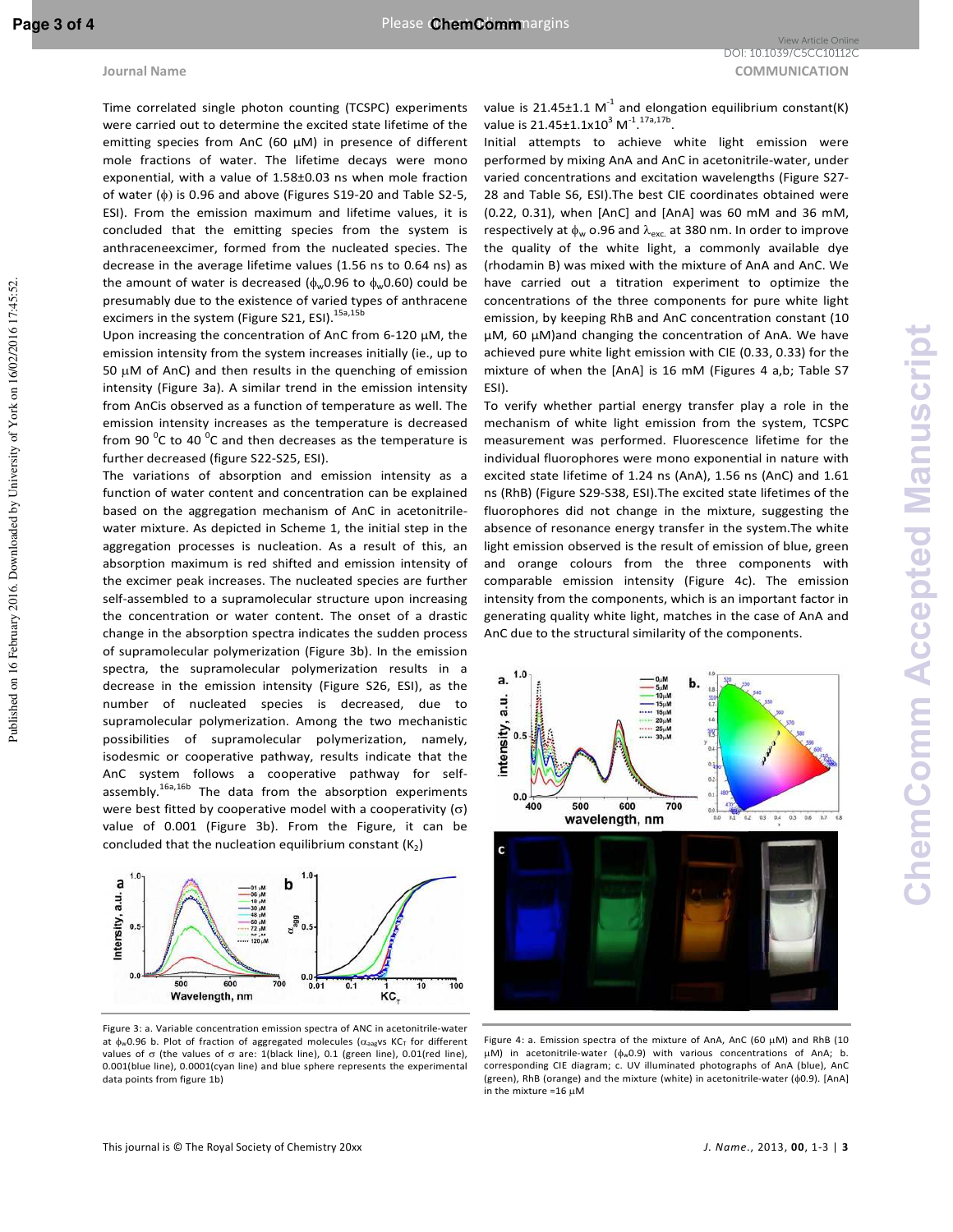Time correlated single photon counting (TCSPC) experiments were carried out to determine the excited state lifetime of the emitting species from AnC (60 μM) in presence of different mole fractions of water. The lifetime decays were mono exponential, with a value of 1.58±0.03 ns when mole fraction of water (ϕ) is 0.96 and above (Figures S19-20 and Table S2-5, ESI). From the emission maximum and lifetime values, it is concluded that the emitting species from the system is anthraceneexcimer, formed from the nucleated species. The decrease in the average lifetime values (1.56 ns to 0.64 ns) as the amount of water is decreased ($\phi_w$0.96 to $\phi_w$0.60) could be presumably due to the existence of varied types of anthracene excimers in the system (Figure S21, ESI).[15a,15b]

Upon increasing the concentration of AnC from 6-120 μM, the emission intensity from the system increases initially (ie., up to 50 μM of AnC) and then results in the quenching of emission intensity (Figure 3a). A similar trend in the emission intensity from AnCis observed as a function of temperature as well. The emission intensity increases as the temperature is decreased from 90 $^0$C to 40 $^0$C and then decreases as the temperature is further decreased (figure S22-S25, ESI).

The variations of absorption and emission intensity as a function of water content and concentration can be explained based on the aggregation mechanism of AnC in acetonitrile-water mixture. As depicted in Scheme 1, the initial step in the aggregation processes is nucleation. As a result of this, an absorption maximum is red shifted and emission intensity of the excimer peak increases. The nucleated species are further self-assembled to a supramolecular structure upon increasing the concentration or water content. The onset of a drastic change in the absorption spectra indicates the sudden process of supramolecular polymerization (Figure 3b). In the emission spectra, the supramolecular polymerization results in a decrease in the emission intensity (Figure S26, ESI), as the number of nucleated species is decreased, due to supramolecular polymerization. Among the two mechanistic possibilities of supramolecular polymerization, namely, isodesmic or cooperative pathway, results indicate that the AnC system follows a cooperative pathway for self-assembly.[16a,16b] The data from the absorption experiments were best fitted by cooperative model with a cooperativity (σ) value of 0.001 (Figure 3b). From the Figure, it can be concluded that the nucleation equilibrium constant ($K_2$)

Figure 3: a. Variable concentration emission spectra of ANC in acetonitrile-water at $\phi_w$0.96 b. Plot of fraction of aggregated molecules ($\alpha_{agg}$vs $KC_T$ for different values of σ (the values of σ are: 1(black line), 0.1 (green line), 0.01(red line), 0.001(blue line), 0.0001(cyan line) and blue sphere represents the experimental data points from figure 1b)

value is 21.45±1.1 $M^{-1}$ and elongation equilibrium constant(K) value is 21.45±1.1x$10^3$ $M^{-1}$.[17a,17b]

Initial attempts to achieve white light emission were performed by mixing AnA and AnC in acetonitrile-water, under varied concentrations and excitation wavelengths (Figure S27-28 and Table S6, ESI).The best CIE coordinates obtained were (0.22, 0.31), when [AnC] and [AnA] was 60 mM and 36 mM, respectively at $\phi_w$ o.96 and $\lambda_{exc.}$ at 380 nm. In order to improve the quality of the white light, a commonly available dye (rhodamin B) was mixed with the mixture of AnA and AnC. We have carried out a titration experiment to optimize the concentrations of the three components for pure white light emission, by keeping RhB and AnC concentration constant (10 μM, 60 μM)and changing the concentration of AnA. We have achieved pure white light emission with CIE (0.33, 0.33) for the mixture of when the [AnA] is 16 mM (Figures 4 a,b; Table S7 ESI).

To verify whether partial energy transfer play a role in the mechanism of white light emission from the system, TCSPC measurement was performed. Fluorescence lifetime for the individual fluorophores were mono exponential in nature with excited state lifetime of 1.24 ns (AnA), 1.56 ns (AnC) and 1.61 ns (RhB) (Figure S29-S38, ESI).The excited state lifetimes of the fluorophores did not change in the mixture, suggesting the absence of resonance energy transfer in the system.The white light emission observed is the result of emission of blue, green and orange colours from the three components with comparable emission intensity (Figure 4c). The emission intensity from the components, which is an important factor in generating quality white light, matches in the case of AnA and AnC due to the structural similarity of the components.

Figure 4: a. Emission spectra of the mixture of AnA, AnC (60 μM) and RhB (10 μM) in acetonitrile-water ($\phi_w$0.9) with various concentrations of AnA; b. corresponding CIE diagram; c. UV illuminated photographs of AnA (blue), AnC (green), RhB (orange) and the mixture (white) in acetonitrile-water (ϕ0.9). [AnA] in the mixture =16 μM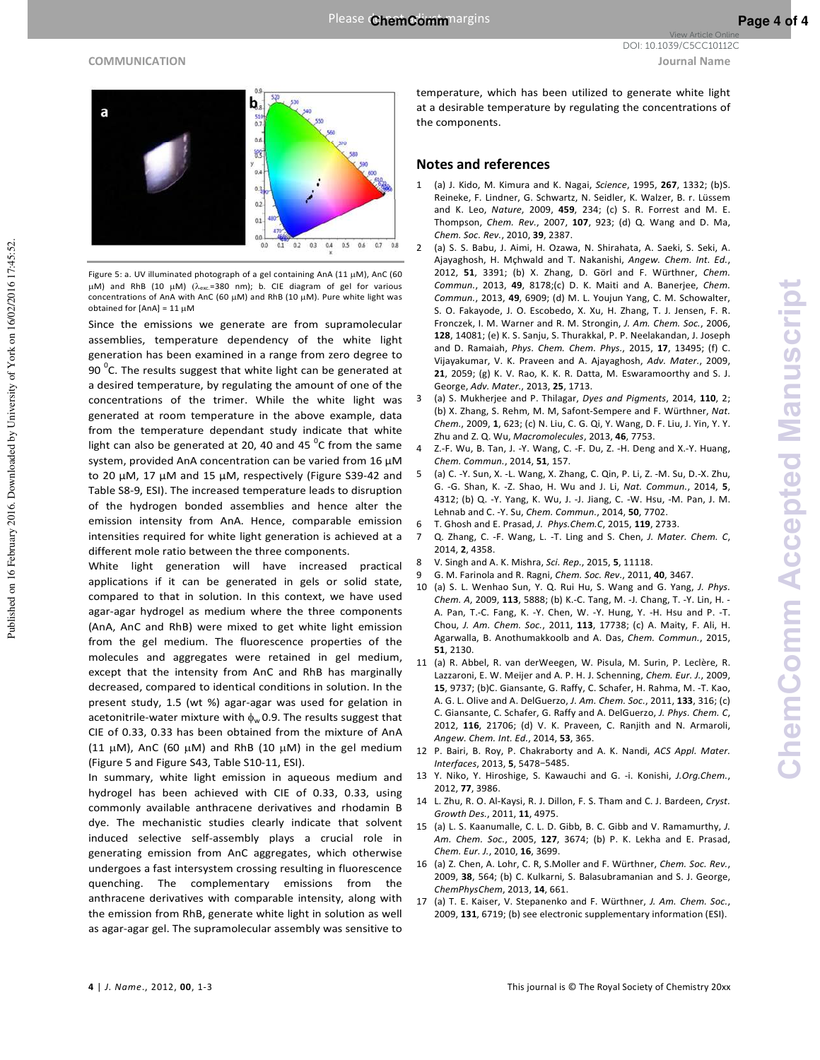Figure 5: a. UV illuminated photograph of a gel containing AnA (11 μM), AnC (60 μM) and RhB (10 μM) ($\lambda_{exc}$=380 nm); b. CIE diagram of gel for various concentrations of AnA with AnC (60 μM) and RhB (10 μM). Pure white light was obtained for [AnA] = 11 μM

Since the emissions we generate are from supramolecular assemblies, temperature dependency of the white light generation has been examined in a range from zero degree to 90 $^{0}$C. The results suggest that white light can be generated at a desired temperature, by regulating the amount of one of the concentrations of the trimer. While the white light was generated at room temperature in the above example, data from the temperature dependant study indicate that white light can also be generated at 20, 40 and 45 $^{0}$C from the same system, provided AnA concentration can be varied from 16 μM to 20 μM, 17 μM and 15 μM, respectively (Figure S39-42 and Table S8-9, ESI). The increased temperature leads to disruption of the hydrogen bonded assemblies and hence alter the emission intensity from AnA. Hence, comparable emission intensities required for white light generation is achieved at a different mole ratio between the three components.

White light generation will have increased practical applications if it can be generated in gels or solid state, compared to that in solution. In this context, we have used agar-agar hydrogel as medium where the three components (AnA, AnC and RhB) were mixed to get white light emission from the gel medium. The fluorescence properties of the molecules and aggregates were retained in gel medium, except that the intensity from AnC and RhB has marginally decreased, compared to identical conditions in solution. In the present study, 1.5 (wt %) agar-agar was used for gelation in acetonitrile-water mixture with $\phi_w$ 0.9. The results suggest that CIE of 0.33, 0.33 has been obtained from the mixture of AnA (11 μM), AnC (60 μM) and RhB (10 μM) in the gel medium (Figure 5 and Figure S43, Table S10-11, ESI).

In summary, white light emission in aqueous medium and hydrogel has been achieved with CIE of 0.33, 0.33, using commonly available anthracene derivatives and rhodamin B dye. The mechanistic studies clearly indicate that solvent induced selective self-assembly plays a crucial role in generating emission from AnC aggregates, which otherwise undergoes a fast intersystem crossing resulting in fluorescence quenching. The complementary emissions from the anthracene derivatives with comparable intensity, along with the emission from RhB, generate white light in solution as well as agar-agar gel. The supramolecular assembly was sensitive to temperature, which has been utilized to generate white light at a desirable temperature by regulating the concentrations of the components.

## Notes and references

1. (a) J. Kido, M. Kimura and K. Nagai, *Science*, 1995, **267**, 1332; (b)S. Reineke, F. Lindner, G. Schwartz, N. Seidler, K. Walzer, B. r. Lüssem and K. Leo, *Nature*, 2009, **459**, 234; (c) S. R. Forrest and M. E. Thompson, *Chem. Rev.*, 2007, **107**, 923; (d) Q. Wang and D. Ma, *Chem. Soc. Rev.*, 2010, **39**, 2387.
2. (a) S. S. Babu, J. Aimi, H. Ozawa, N. Shirahata, A. Saeki, S. Seki, A. Ajayaghosh, H. Mçhwald and T. Nakanishi, *Angew. Chem. Int. Ed.*, 2012, **51**, 3391; (b) X. Zhang, D. Görl and F. Würthner, *Chem. Commun.*, 2013, **49**, 8178;(c) D. K. Maiti and A. Banerjee, *Chem. Commun.*, 2013, **49**, 6909; (d) M. L. Youjun Yang, C. M. Schowalter, S. O. Fakayode, J. O. Escobedo, X. Xu, H. Zhang, T. J. Jensen, F. R. Fronczek, I. M. Warner and R. M. Strongin, *J. Am. Chem. Soc.*, 2006, **128**, 14081; (e) K. S. Sanju, S. Thurakkal, P. P. Neelakandan, J. Joseph and D. Ramaiah, *Phys. Chem. Chem. Phys.*, 2015, **17**, 13495; (f) C. Vijayakumar, V. K. Praveen and A. Ajayaghosh, *Adv. Mater.*, 2009, **21**, 2059; (g) K. V. Rao, K. K. R. Datta, M. Eswaramoorthy and S. J. George, *Adv. Mater.*, 2013, **25**, 1713.
3. (a) S. Mukherjee and P. Thilagar, *Dyes and Pigments*, 2014, **110**, 2; (b) X. Zhang, S. Rehm, M. M, Safont-Sempere and F. Würthner, *Nat. Chem.*, 2009, **1**, 623; (c) N. Liu, C. G. Qi, Y. Wang, D. F. Liu, J. Yin, Y. Y. Zhu and Z. Q. Wu, *Macromolecules*, 2013, **46**, 7753.
4. Z.-F. Wu, B. Tan, J. -Y. Wang, C. -F. Du, Z. -H. Deng and X.-Y. Huang, *Chem. Commun.*, 2014, **51**, 157.
5. (a) C. -Y. Sun, X. -L. Wang, X. Zhang, C. Qin, P. Li, Z. -M. Su, D.-X. Zhu, G. -G. Shan, K. -Z. Shao, H. Wu and J. Li, *Nat. Commun.*, 2014, **5**, 4312; (b) Q. -Y. Yang, K. Wu, J. -J. Jiang, C. -W. Hsu, -M. Pan, J. M. Lehnab and C. -Y. Su, *Chem. Commun.*, 2014, **50**, 7702.
6. T. Ghosh and E. Prasad, *J. Phys.Chem.C*, 2015, **119**, 2733.
7. Q. Zhang, C. -F. Wang, L. -T. Ling and S. Chen, *J. Mater. Chem. C*, 2014, **2**, 4358.
8. V. Singh and A. K. Mishra, *Sci. Rep.*, 2015, **5**, 11118.
9. G. M. Farinola and R. Ragni, *Chem. Soc. Rev.*, 2011, **40**, 3467.
10. (a) S. L. Wenhao Sun, Y. Q. Rui Hu, S. Wang and G. Yang, *J. Phys. Chem. A*, 2009, **113**, 5888; (b) K.-C. Tang, M. -J. Chang, T. -Y. Lin, H. -A. Pan, T.-C. Fang, K. -Y. Chen, W. -Y. Hung, Y. -H. Hsu and P. -T. Chou, *J. Am. Chem. Soc.*, 2011, **113**, 17738; (c) A. Maity, F. Ali, H. Agarwalla, B. Anothumakkoolb and A. Das, *Chem. Commun.*, 2015, **51**, 2130.
11. (a) R. Abbel, R. van derWeegen, W. Pisula, M. Surin, P. Leclère, R. Lazzaroni, E. W. Meijer and A. P. H. J. Schenning, *Chem. Eur. J.*, 2009, **15**, 9737; (b)C. Giansante, G. Raffy, C. Schafer, H. Rahma, M. -T. Kao, A. G. L. Olive and A. DelGuerzo, *J. Am. Chem. Soc.*, 2011, **133**, 316; (c) C. Giansante, C. Schafer, G. Raffy and A. DelGuerzo, *J. Phys. Chem. C*, 2012, **116**, 21706; (d) V. K. Praveen, C. Ranjith and N. Armaroli, *Angew. Chem. Int. Ed.*, 2014, **53**, 365.
12. P. Bairi, B. Roy, P. Chakraborty and A. K. Nandi, *ACS Appl. Mater. Interfaces*, 2013, **5**, 5478−5485.
13. Y. Niko, Y. Hiroshige, S. Kawauchi and G. -i. Konishi, *J.Org.Chem.*, 2012, **77**, 3986.
14. L. Zhu, R. O. Al-Kaysi, R. J. Dillon, F. S. Tham and C. J. Bardeen, *Cryst. Growth Des.*, 2011, **11**, 4975.
15. (a) L. S. Kaanumalle, C. L. D. Gibb, B. C. Gibb and V. Ramamurthy, *J. Am. Chem. Soc.*, 2005, **127**, 3674; (b) P. K. Lekha and E. Prasad, *Chem. Eur. J.*, 2010, **16**, 3699.
16. (a) Z. Chen, A. Lohr, C. R, S.Moller and F. Würthner, *Chem. Soc. Rev.*, 2009, **38**, 564; (b) C. Kulkarni, S. Balasubramanian and S. J. George, *ChemPhysChem*, 2013, **14**, 661.
17. (a) T. E. Kaiser, V. Stepanenko and F. Würthner, *J. Am. Chem. Soc.*, 2009, **131**, 6719; (b) see electronic supplementary information (ESI).